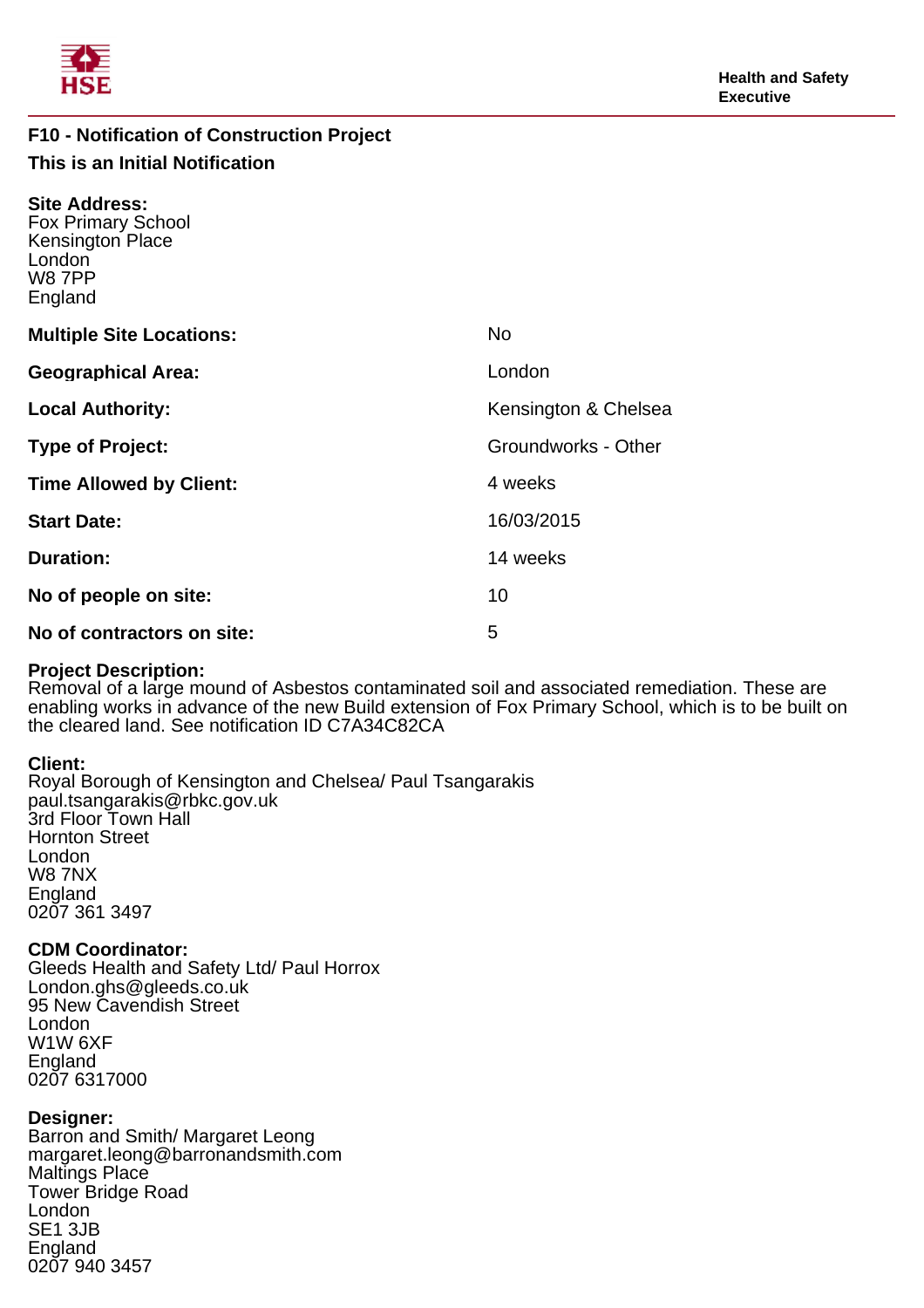**Health and Safety Executive**

## F10 - Notification of Construction Project

### This is an Initial Notification

**Site Address:**
Fox Primary School
Kensington Place
London
W8 7PP
England

| | |
|---|---|
| **Multiple Site Locations:** | No |
| **Geographical Area:** | London |
| **Local Authority:** | Kensington & Chelsea |
| **Type of Project:** | Groundworks - Other |
| **Time Allowed by Client:** | 4 weeks |
| **Start Date:** | 16/03/2015 |
| **Duration:** | 14 weeks |
| **No of people on site:** | 10 |
| **No of contractors on site:** | 5 |

**Project Description:**
Removal of a large mound of Asbestos contaminated soil and associated remediation. These are enabling works in advance of the new Build extension of Fox Primary School, which is to be built on the cleared land. See notification ID C7A34C82CA

**Client:**
Royal Borough of Kensington and Chelsea/ Paul Tsangarakis
paul.tsangarakis@rbkc.gov.uk
3rd Floor Town Hall
Hornton Street
London
W8 7NX
England
0207 361 3497

**CDM Coordinator:**
Gleeds Health and Safety Ltd/ Paul Horrox
London.ghs@gleeds.co.uk
95 New Cavendish Street
London
W1W 6XF
England
0207 6317000

**Designer:**
Barron and Smith/ Margaret Leong
margaret.leong@barronandsmith.com
Maltings Place
Tower Bridge Road
London
SE1 3JB
England
0207 940 3457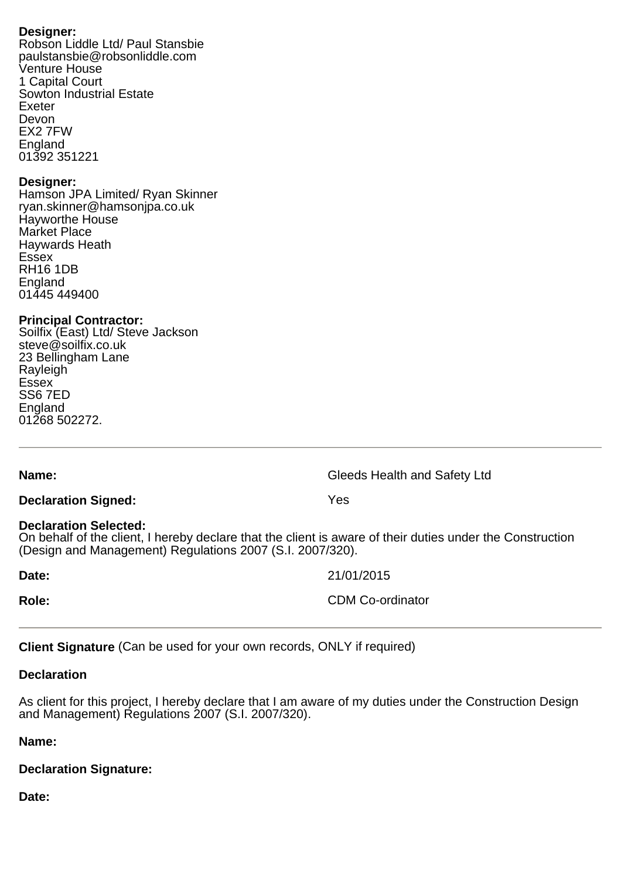**Designer:**
Robson Liddle Ltd/ Paul Stansbie
paulstansbie@robsonliddle.com
Venture House
1 Capital Court
Sowton Industrial Estate
Exeter
Devon
EX2 7FW
England
01392 351221

**Designer:**
Hamson JPA Limited/ Ryan Skinner
ryan.skinner@hamsonjpa.co.uk
Hayworthe House
Market Place
Haywards Heath
Essex
RH16 1DB
England
01445 449400

**Principal Contractor:**
Soilfix (East) Ltd/ Steve Jackson
steve@soilfix.co.uk
23 Bellingham Lane
Rayleigh
Essex
SS6 7ED
England
01268 502272.

---

**Name:** Gleeds Health and Safety Ltd

**Declaration Signed:** Yes

**Declaration Selected:**
On behalf of the client, I hereby declare that the client is aware of their duties under the Construction (Design and Management) Regulations 2007 (S.I. 2007/320).

**Date:** 21/01/2015

**Role:** CDM Co-ordinator

---

**Client Signature** (Can be used for your own records, ONLY if required)

**Declaration**

As client for this project, I hereby declare that I am aware of my duties under the Construction Design and Management) Regulations 2007 (S.I. 2007/320).

**Name:**

**Declaration Signature:**

**Date:**